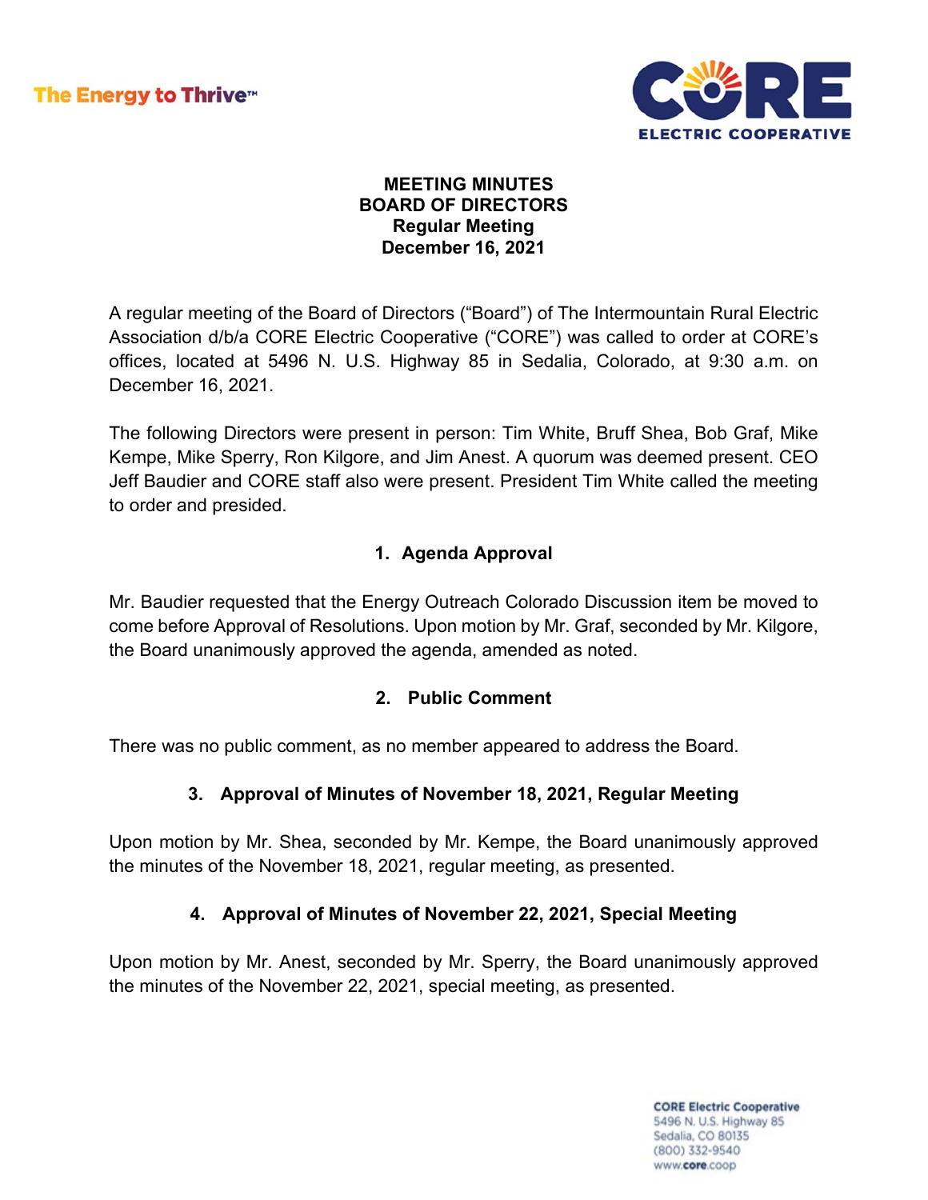# MEETING MINUTES
## BOARD OF DIRECTORS
### Regular Meeting
### December 16, 2021

A regular meeting of the Board of Directors ("Board") of The Intermountain Rural Electric Association d/b/a CORE Electric Cooperative ("CORE") was called to order at CORE's offices, located at 5496 N. U.S. Highway 85 in Sedalia, Colorado, at 9:30 a.m. on December 16, 2021.

The following Directors were present in person: Tim White, Bruff Shea, Bob Graf, Mike Kempe, Mike Sperry, Ron Kilgore, and Jim Anest. A quorum was deemed present. CEO Jeff Baudier and CORE staff also were present. President Tim White called the meeting to order and presided.

## 1. Agenda Approval

Mr. Baudier requested that the Energy Outreach Colorado Discussion item be moved to come before Approval of Resolutions. Upon motion by Mr. Graf, seconded by Mr. Kilgore, the Board unanimously approved the agenda, amended as noted.

## 2. Public Comment

There was no public comment, as no member appeared to address the Board.

## 3. Approval of Minutes of November 18, 2021, Regular Meeting

Upon motion by Mr. Shea, seconded by Mr. Kempe, the Board unanimously approved the minutes of the November 18, 2021, regular meeting, as presented.

## 4. Approval of Minutes of November 22, 2021, Special Meeting

Upon motion by Mr. Anest, seconded by Mr. Sperry, the Board unanimously approved the minutes of the November 22, 2021, special meeting, as presented.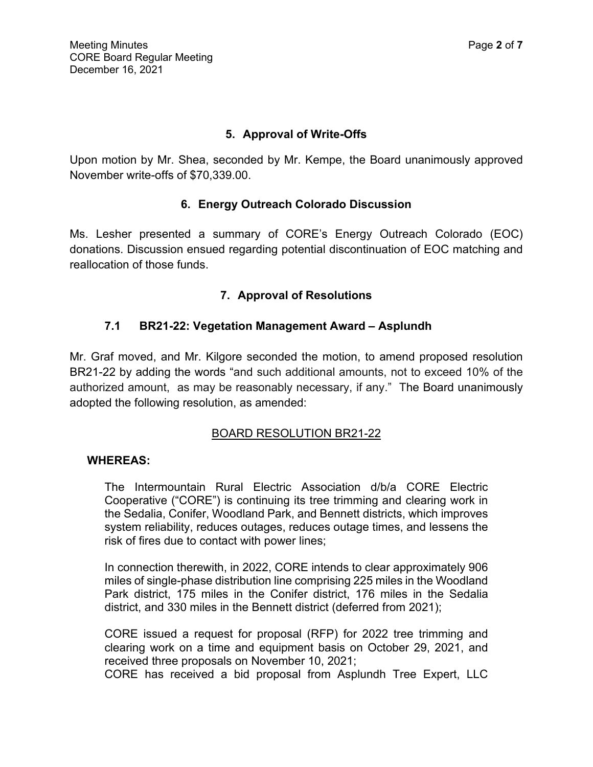## 5. Approval of Write-Offs

Upon motion by Mr. Shea, seconded by Mr. Kempe, the Board unanimously approved November write-offs of $70,339.00.

## 6. Energy Outreach Colorado Discussion

Ms. Lesher presented a summary of CORE's Energy Outreach Colorado (EOC) donations. Discussion ensued regarding potential discontinuation of EOC matching and reallocation of those funds.

## 7. Approval of Resolutions

### 7.1 BR21-22: Vegetation Management Award – Asplundh

Mr. Graf moved, and Mr. Kilgore seconded the motion, to amend proposed resolution BR21-22 by adding the words "and such additional amounts, not to exceed 10% of the authorized amount, as may be reasonably necessary, if any." The Board unanimously adopted the following resolution, as amended:

BOARD RESOLUTION BR21-22

**WHEREAS:**

The Intermountain Rural Electric Association d/b/a CORE Electric Cooperative ("CORE") is continuing its tree trimming and clearing work in the Sedalia, Conifer, Woodland Park, and Bennett districts, which improves system reliability, reduces outages, reduces outage times, and lessens the risk of fires due to contact with power lines;

In connection therewith, in 2022, CORE intends to clear approximately 906 miles of single-phase distribution line comprising 225 miles in the Woodland Park district, 175 miles in the Conifer district, 176 miles in the Sedalia district, and 330 miles in the Bennett district (deferred from 2021);

CORE issued a request for proposal (RFP) for 2022 tree trimming and clearing work on a time and equipment basis on October 29, 2021, and received three proposals on November 10, 2021;

CORE has received a bid proposal from Asplundh Tree Expert, LLC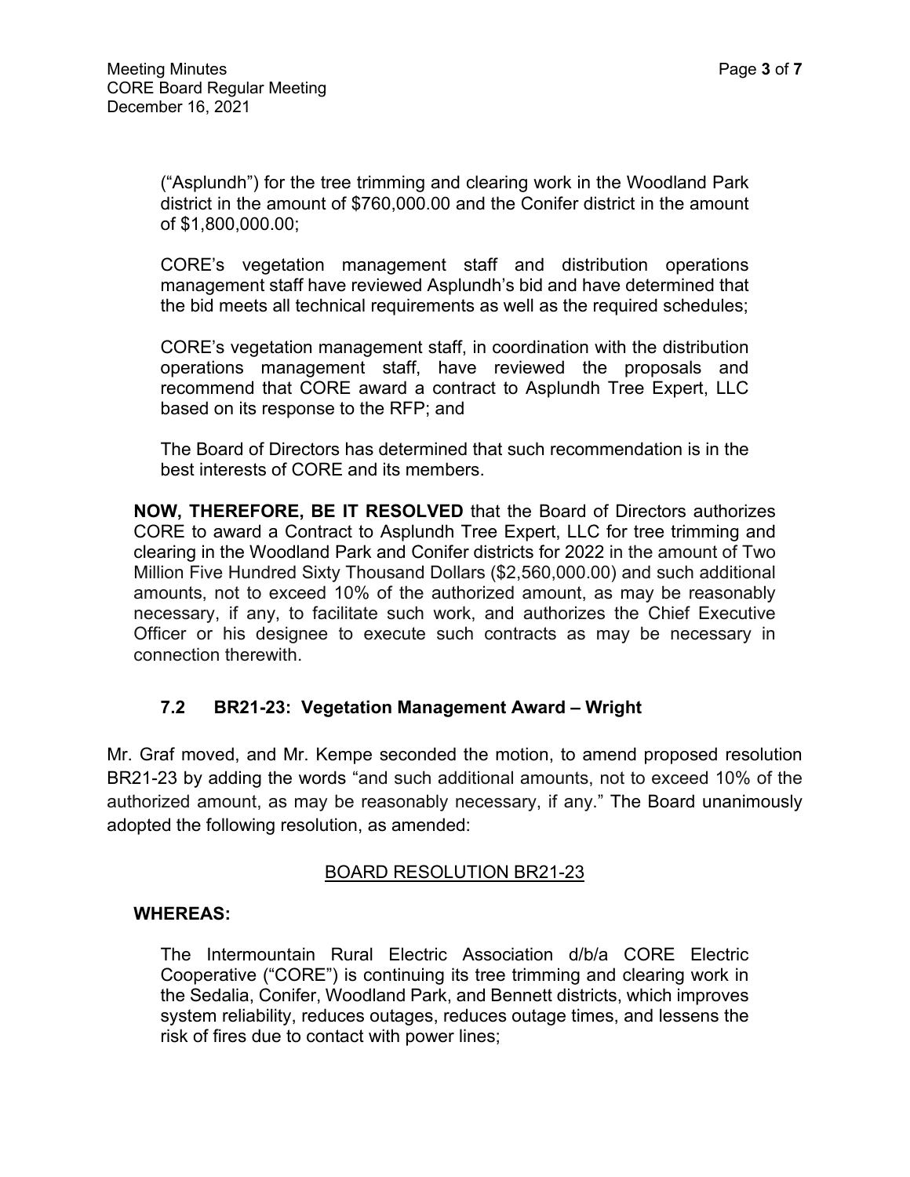("Asplundh") for the tree trimming and clearing work in the Woodland Park district in the amount of $760,000.00 and the Conifer district in the amount of $1,800,000.00;

CORE's vegetation management staff and distribution operations management staff have reviewed Asplundh's bid and have determined that the bid meets all technical requirements as well as the required schedules;

CORE's vegetation management staff, in coordination with the distribution operations management staff, have reviewed the proposals and recommend that CORE award a contract to Asplundh Tree Expert, LLC based on its response to the RFP; and

The Board of Directors has determined that such recommendation is in the best interests of CORE and its members.

**NOW, THEREFORE, BE IT RESOLVED** that the Board of Directors authorizes CORE to award a Contract to Asplundh Tree Expert, LLC for tree trimming and clearing in the Woodland Park and Conifer districts for 2022 in the amount of Two Million Five Hundred Sixty Thousand Dollars ($2,560,000.00) and such additional amounts, not to exceed 10% of the authorized amount, as may be reasonably necessary, if any, to facilitate such work, and authorizes the Chief Executive Officer or his designee to execute such contracts as may be necessary in connection therewith.

### 7.2 BR21-23: Vegetation Management Award – Wright

Mr. Graf moved, and Mr. Kempe seconded the motion, to amend proposed resolution BR21-23 by adding the words "and such additional amounts, not to exceed 10% of the authorized amount, as may be reasonably necessary, if any." The Board unanimously adopted the following resolution, as amended:

BOARD RESOLUTION BR21-23

**WHEREAS:**

The Intermountain Rural Electric Association d/b/a CORE Electric Cooperative ("CORE") is continuing its tree trimming and clearing work in the Sedalia, Conifer, Woodland Park, and Bennett districts, which improves system reliability, reduces outages, reduces outage times, and lessens the risk of fires due to contact with power lines;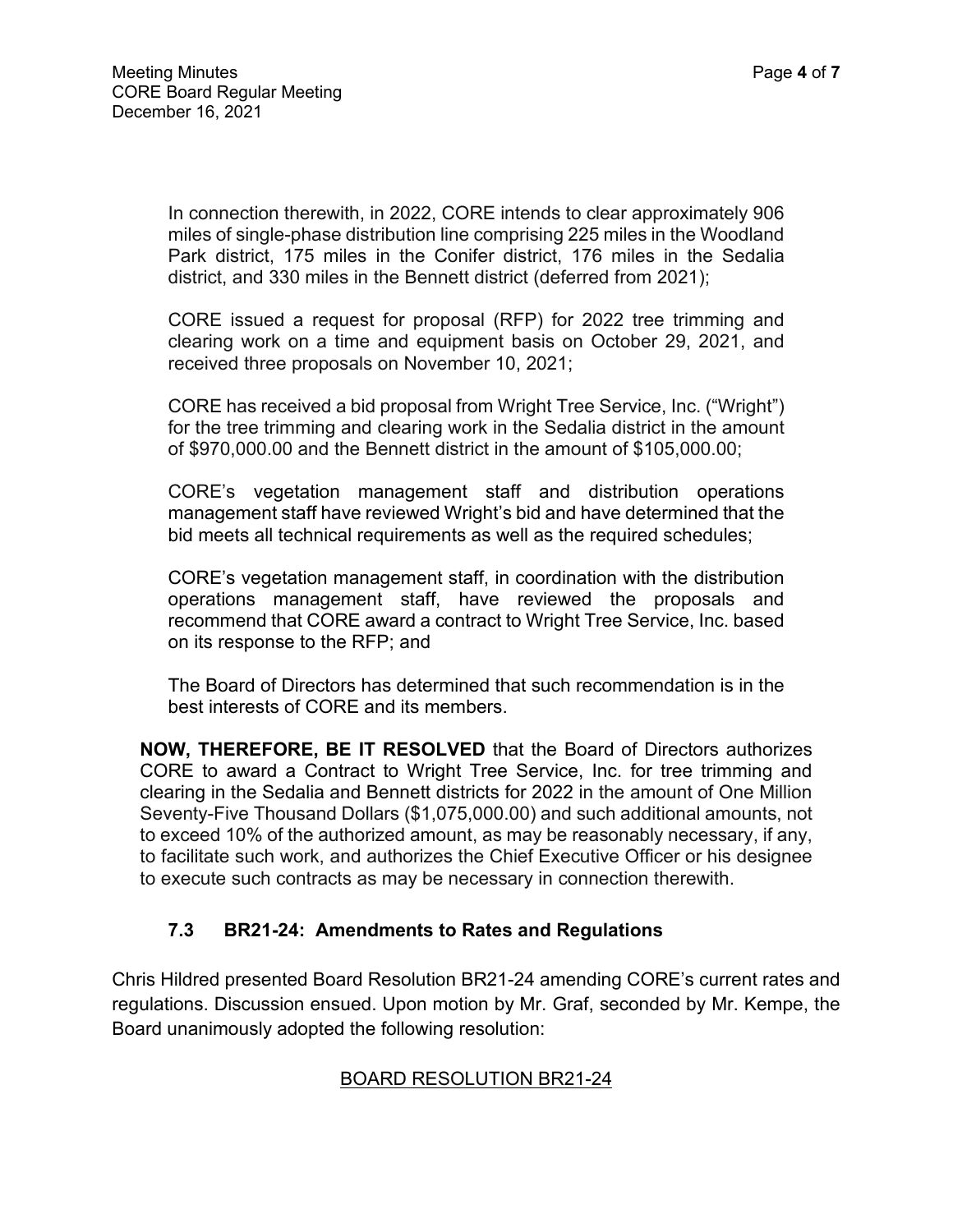In connection therewith, in 2022, CORE intends to clear approximately 906 miles of single-phase distribution line comprising 225 miles in the Woodland Park district, 175 miles in the Conifer district, 176 miles in the Sedalia district, and 330 miles in the Bennett district (deferred from 2021);

CORE issued a request for proposal (RFP) for 2022 tree trimming and clearing work on a time and equipment basis on October 29, 2021, and received three proposals on November 10, 2021;

CORE has received a bid proposal from Wright Tree Service, Inc. ("Wright") for the tree trimming and clearing work in the Sedalia district in the amount of $970,000.00 and the Bennett district in the amount of $105,000.00;

CORE's vegetation management staff and distribution operations management staff have reviewed Wright's bid and have determined that the bid meets all technical requirements as well as the required schedules;

CORE's vegetation management staff, in coordination with the distribution operations management staff, have reviewed the proposals and recommend that CORE award a contract to Wright Tree Service, Inc. based on its response to the RFP; and

The Board of Directors has determined that such recommendation is in the best interests of CORE and its members.

**NOW, THEREFORE, BE IT RESOLVED** that the Board of Directors authorizes CORE to award a Contract to Wright Tree Service, Inc. for tree trimming and clearing in the Sedalia and Bennett districts for 2022 in the amount of One Million Seventy-Five Thousand Dollars ($1,075,000.00) and such additional amounts, not to exceed 10% of the authorized amount, as may be reasonably necessary, if any, to facilitate such work, and authorizes the Chief Executive Officer or his designee to execute such contracts as may be necessary in connection therewith.

### 7.3 BR21-24: Amendments to Rates and Regulations

Chris Hildred presented Board Resolution BR21-24 amending CORE's current rates and regulations. Discussion ensued. Upon motion by Mr. Graf, seconded by Mr. Kempe, the Board unanimously adopted the following resolution:

<u>BOARD RESOLUTION BR21-24</u>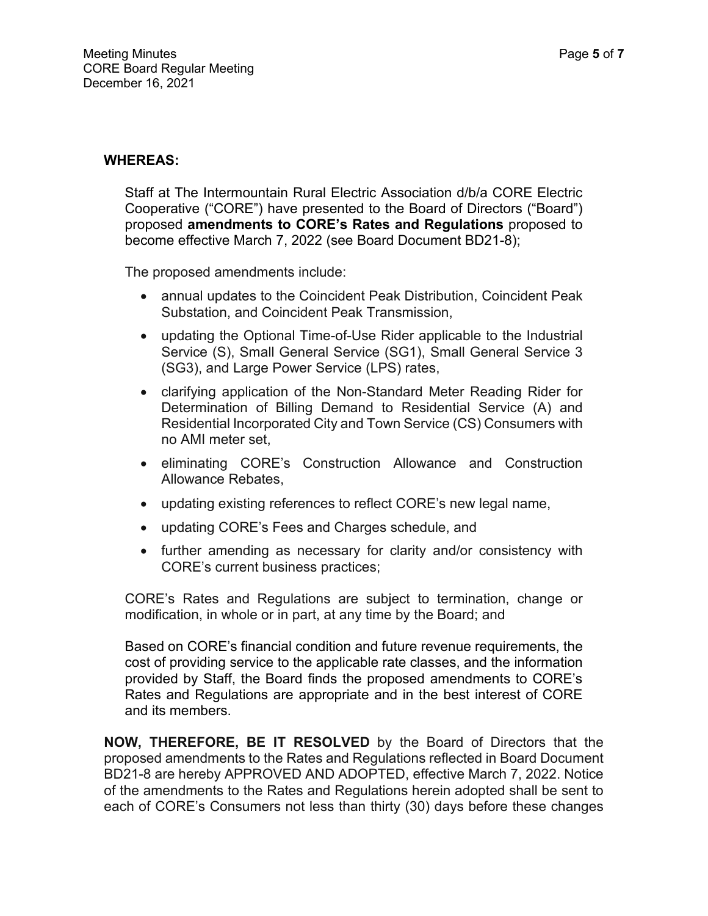**WHEREAS:**

Staff at The Intermountain Rural Electric Association d/b/a CORE Electric Cooperative ("CORE") have presented to the Board of Directors ("Board") proposed **amendments to CORE's Rates and Regulations** proposed to become effective March 7, 2022 (see Board Document BD21-8);

The proposed amendments include:

- annual updates to the Coincident Peak Distribution, Coincident Peak Substation, and Coincident Peak Transmission,
- updating the Optional Time-of-Use Rider applicable to the Industrial Service (S), Small General Service (SG1), Small General Service 3 (SG3), and Large Power Service (LPS) rates,
- clarifying application of the Non-Standard Meter Reading Rider for Determination of Billing Demand to Residential Service (A) and Residential Incorporated City and Town Service (CS) Consumers with no AMI meter set,
- eliminating CORE's Construction Allowance and Construction Allowance Rebates,
- updating existing references to reflect CORE's new legal name,
- updating CORE's Fees and Charges schedule, and
- further amending as necessary for clarity and/or consistency with CORE's current business practices;

CORE's Rates and Regulations are subject to termination, change or modification, in whole or in part, at any time by the Board; and

Based on CORE's financial condition and future revenue requirements, the cost of providing service to the applicable rate classes, and the information provided by Staff, the Board finds the proposed amendments to CORE's Rates and Regulations are appropriate and in the best interest of CORE and its members.

**NOW, THEREFORE, BE IT RESOLVED** by the Board of Directors that the proposed amendments to the Rates and Regulations reflected in Board Document BD21-8 are hereby APPROVED AND ADOPTED, effective March 7, 2022. Notice of the amendments to the Rates and Regulations herein adopted shall be sent to each of CORE's Consumers not less than thirty (30) days before these changes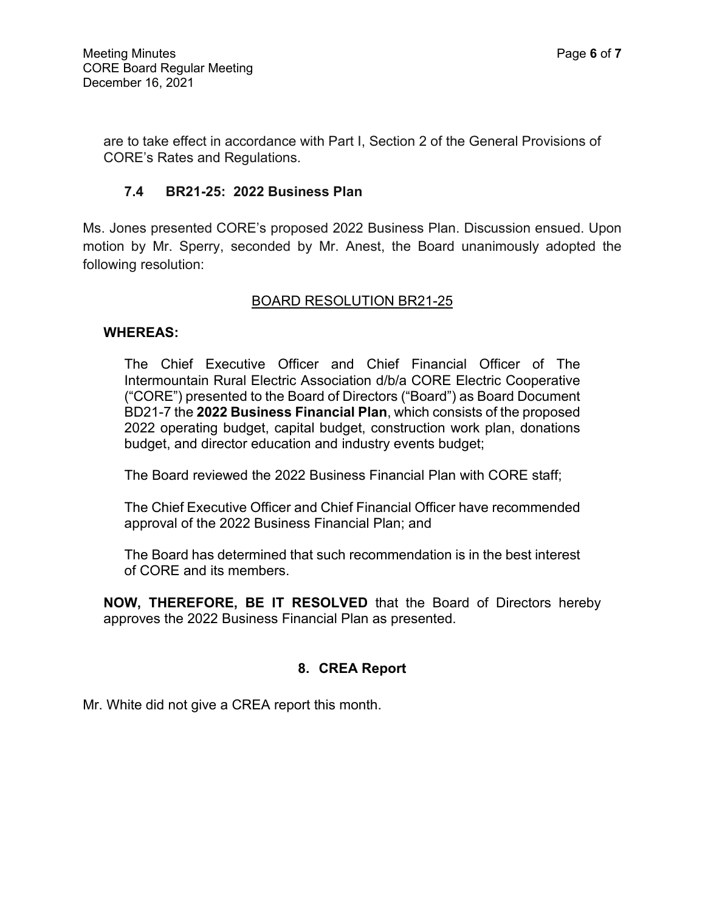are to take effect in accordance with Part I, Section 2 of the General Provisions of CORE's Rates and Regulations.

### 7.4 BR21-25: 2022 Business Plan

Ms. Jones presented CORE's proposed 2022 Business Plan. Discussion ensued. Upon motion by Mr. Sperry, seconded by Mr. Anest, the Board unanimously adopted the following resolution:

<u>BOARD RESOLUTION BR21-25</u>

**WHEREAS:**

The Chief Executive Officer and Chief Financial Officer of The Intermountain Rural Electric Association d/b/a CORE Electric Cooperative ("CORE") presented to the Board of Directors ("Board") as Board Document BD21-7 the **2022 Business Financial Plan**, which consists of the proposed 2022 operating budget, capital budget, construction work plan, donations budget, and director education and industry events budget;

The Board reviewed the 2022 Business Financial Plan with CORE staff;

The Chief Executive Officer and Chief Financial Officer have recommended approval of the 2022 Business Financial Plan; and

The Board has determined that such recommendation is in the best interest of CORE and its members.

**NOW, THEREFORE, BE IT RESOLVED** that the Board of Directors hereby approves the 2022 Business Financial Plan as presented.

## 8. CREA Report

Mr. White did not give a CREA report this month.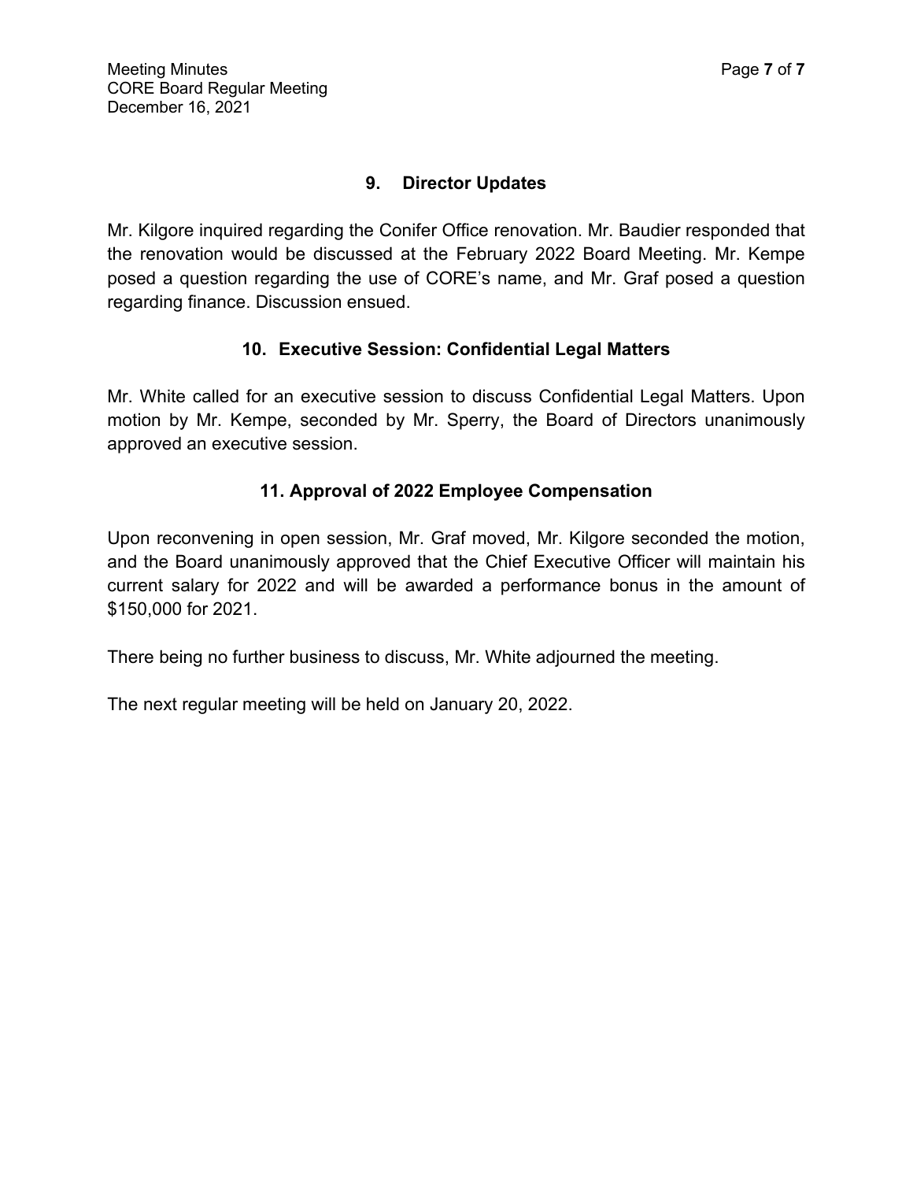## 9. Director Updates

Mr. Kilgore inquired regarding the Conifer Office renovation. Mr. Baudier responded that the renovation would be discussed at the February 2022 Board Meeting. Mr. Kempe posed a question regarding the use of CORE's name, and Mr. Graf posed a question regarding finance. Discussion ensued.

## 10. Executive Session: Confidential Legal Matters

Mr. White called for an executive session to discuss Confidential Legal Matters. Upon motion by Mr. Kempe, seconded by Mr. Sperry, the Board of Directors unanimously approved an executive session.

## 11. Approval of 2022 Employee Compensation

Upon reconvening in open session, Mr. Graf moved, Mr. Kilgore seconded the motion, and the Board unanimously approved that the Chief Executive Officer will maintain his current salary for 2022 and will be awarded a performance bonus in the amount of $150,000 for 2021.

There being no further business to discuss, Mr. White adjourned the meeting.

The next regular meeting will be held on January 20, 2022.